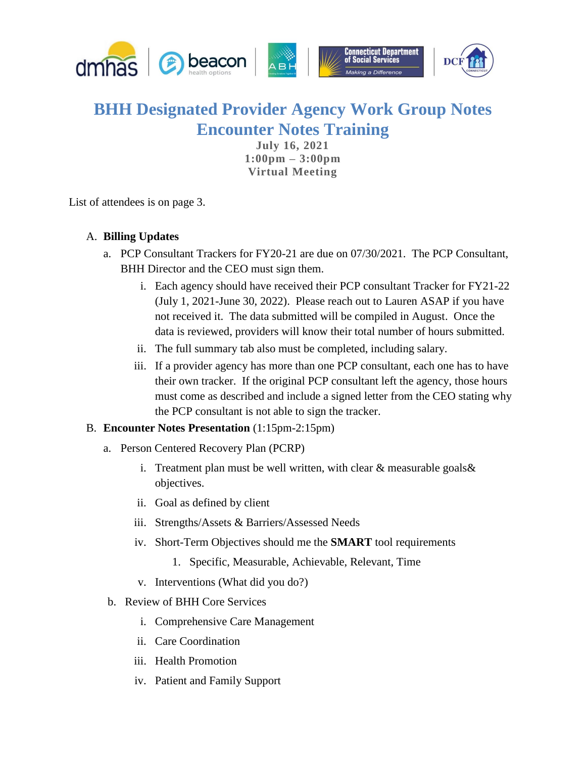# BHH Designated Provider Agency Work Group Notes

## Encounter Notes Training

**July 16, 2021**
**1:00pm – 3:00pm**
**Virtual Meeting**

List of attendees is on page 3.

A. **Billing Updates**
   a. PCP Consultant Trackers for FY20-21 are due on 07/30/2021. The PCP Consultant, BHH Director and the CEO must sign them.
      i. Each agency should have received their PCP consultant Tracker for FY21-22 (July 1, 2021-June 30, 2022). Please reach out to Lauren ASAP if you have not received it. The data submitted will be compiled in August. Once the data is reviewed, providers will know their total number of hours submitted.
      ii. The full summary tab also must be completed, including salary.
      iii. If a provider agency has more than one PCP consultant, each one has to have their own tracker. If the original PCP consultant left the agency, those hours must come as described and include a signed letter from the CEO stating why the PCP consultant is not able to sign the tracker.

B. **Encounter Notes Presentation** (1:15pm-2:15pm)
   a. Person Centered Recovery Plan (PCRP)
      i. Treatment plan must be well written, with clear & measurable goals& objectives.
      ii. Goal as defined by client
      iii. Strengths/Assets & Barriers/Assessed Needs
      iv. Short-Term Objectives should me the **SMART** tool requirements
         1. Specific, Measurable, Achievable, Relevant, Time
      v. Interventions (What did you do?)
   b. Review of BHH Core Services
      i. Comprehensive Care Management
      ii. Care Coordination
      iii. Health Promotion
      iv. Patient and Family Support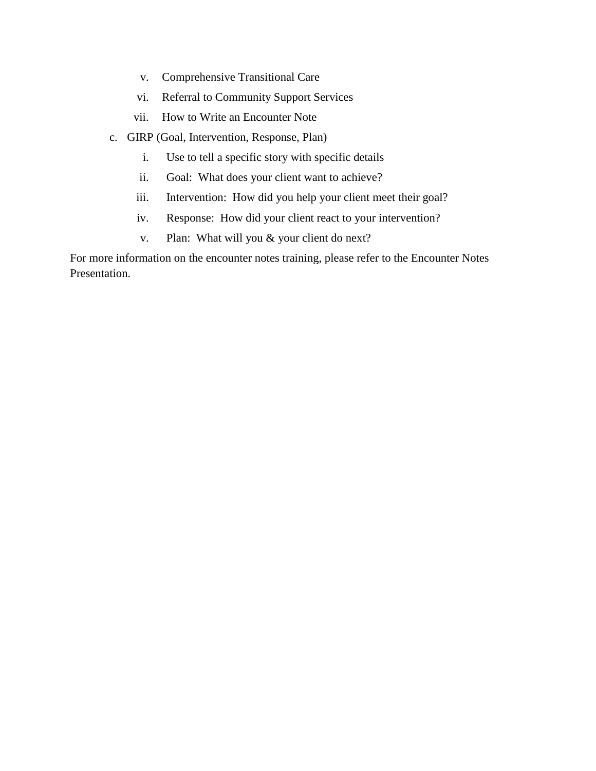v. Comprehensive Transitional Care
   vi. Referral to Community Support Services
   vii. How to Write an Encounter Note

  c. GIRP (Goal, Intervention, Response, Plan)
   i. Use to tell a specific story with specific details
   ii. Goal: What does your client want to achieve?
   iii. Intervention: How did you help your client meet their goal?
   iv. Response: How did your client react to your intervention?
   v. Plan: What will you & your client do next?

For more information on the encounter notes training, please refer to the Encounter Notes Presentation.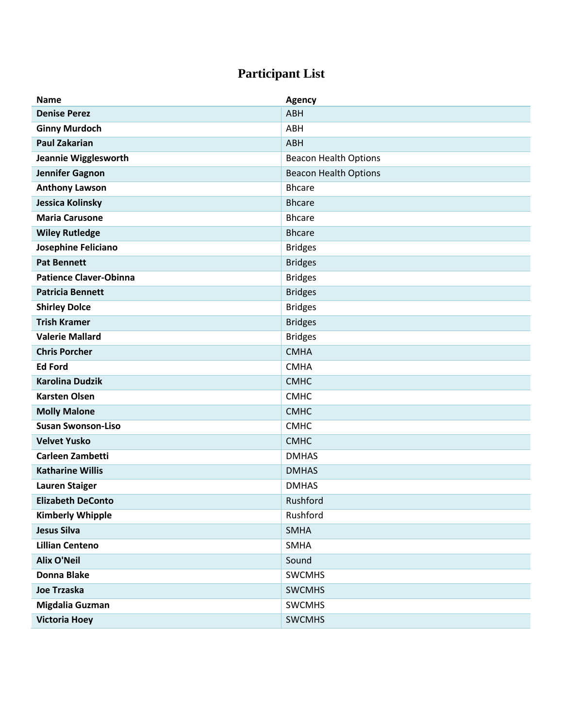# Participant List

| Name | Agency |
|---|---|
| **Denise Perez** | ABH |
| **Ginny Murdoch** | ABH |
| **Paul Zakarian** | ABH |
| **Jeannie Wigglesworth** | Beacon Health Options |
| **Jennifer Gagnon** | Beacon Health Options |
| **Anthony Lawson** | Bhcare |
| **Jessica Kolinsky** | Bhcare |
| **Maria Carusone** | Bhcare |
| **Wiley Rutledge** | Bhcare |
| **Josephine Feliciano** | Bridges |
| **Pat Bennett** | Bridges |
| **Patience Claver-Obinna** | Bridges |
| **Patricia Bennett** | Bridges |
| **Shirley Dolce** | Bridges |
| **Trish Kramer** | Bridges |
| **Valerie Mallard** | Bridges |
| **Chris Porcher** | CMHA |
| **Ed Ford** | CMHA |
| **Karolina Dudzik** | CMHC |
| **Karsten Olsen** | CMHC |
| **Molly Malone** | CMHC |
| **Susan Swonson-Liso** | CMHC |
| **Velvet Yusko** | CMHC |
| **Carleen Zambetti** | DMHAS |
| **Katharine Willis** | DMHAS |
| **Lauren Staiger** | DMHAS |
| **Elizabeth DeConto** | Rushford |
| **Kimberly Whipple** | Rushford |
| **Jesus Silva** | SMHA |
| **Lillian Centeno** | SMHA |
| **Alix O'Neil** | Sound |
| **Donna Blake** | SWCMHS |
| **Joe Trzaska** | SWCMHS |
| **Migdalia Guzman** | SWCMHS |
| **Victoria Hoey** | SWCMHS |